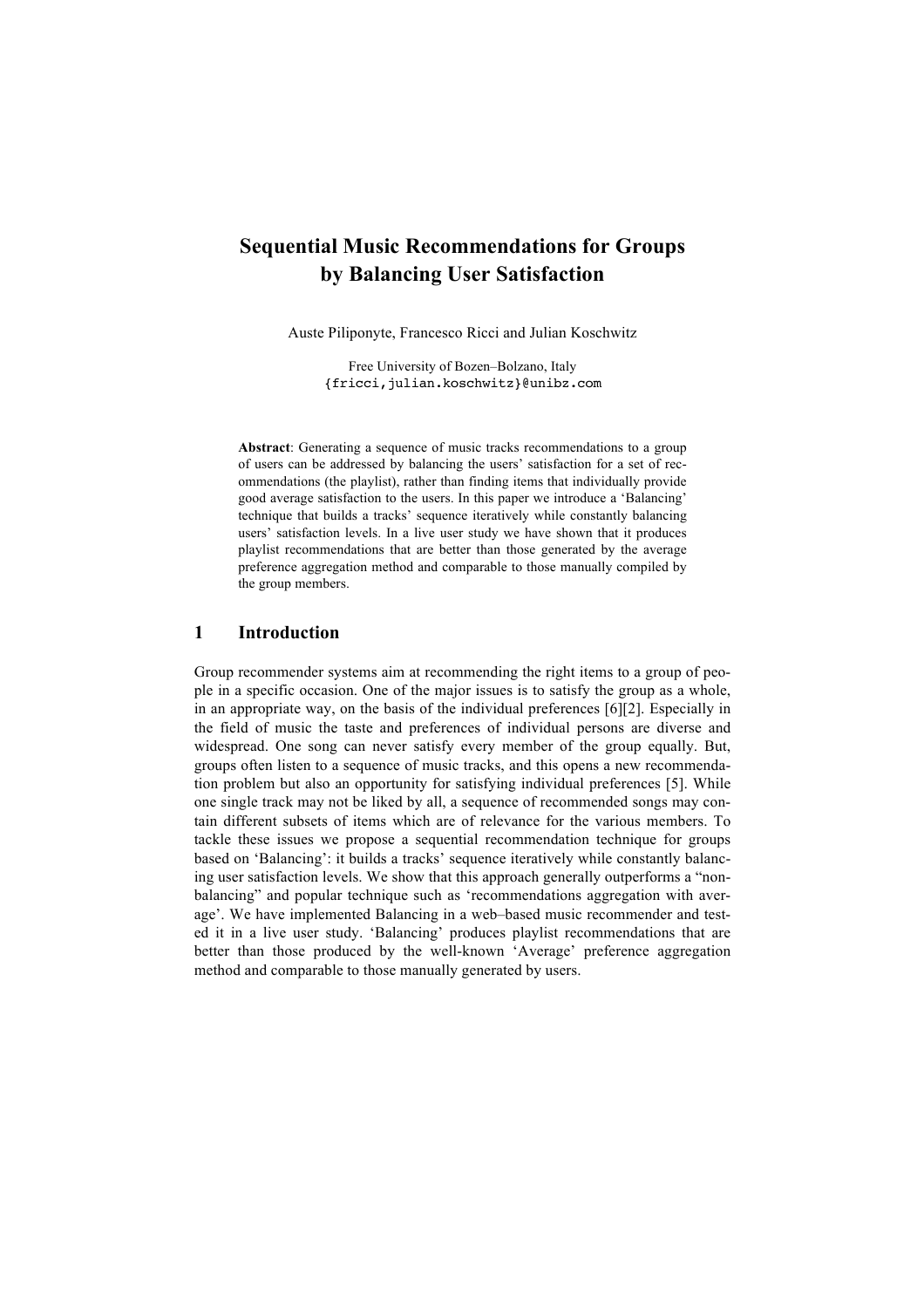# Sequential Music Recommendations for Groups by Balancing User Satisfaction

Auste Piliponyte, Francesco Ricci and Julian Koschwitz

Free University of Bozen–Bolzano, Italy
{fricci,julian.koschwitz}@unibz.com

**Abstract**: Generating a sequence of music tracks recommendations to a group of users can be addressed by balancing the users' satisfaction for a set of recommendations (the playlist), rather than finding items that individually provide good average satisfaction to the users. In this paper we introduce a 'Balancing' technique that builds a tracks' sequence iteratively while constantly balancing users' satisfaction levels. In a live user study we have shown that it produces playlist recommendations that are better than those generated by the average preference aggregation method and comparable to those manually compiled by the group members.

## 1 Introduction

Group recommender systems aim at recommending the right items to a group of people in a specific occasion. One of the major issues is to satisfy the group as a whole, in an appropriate way, on the basis of the individual preferences [6][2]. Especially in the field of music the taste and preferences of individual persons are diverse and widespread. One song can never satisfy every member of the group equally. But, groups often listen to a sequence of music tracks, and this opens a new recommendation problem but also an opportunity for satisfying individual preferences [5]. While one single track may not be liked by all, a sequence of recommended songs may contain different subsets of items which are of relevance for the various members. To tackle these issues we propose a sequential recommendation technique for groups based on 'Balancing': it builds a tracks' sequence iteratively while constantly balancing user satisfaction levels. We show that this approach generally outperforms a "non-balancing" and popular technique such as 'recommendations aggregation with average'. We have implemented Balancing in a web–based music recommender and tested it in a live user study. 'Balancing' produces playlist recommendations that are better than those produced by the well-known 'Average' preference aggregation method and comparable to those manually generated by users.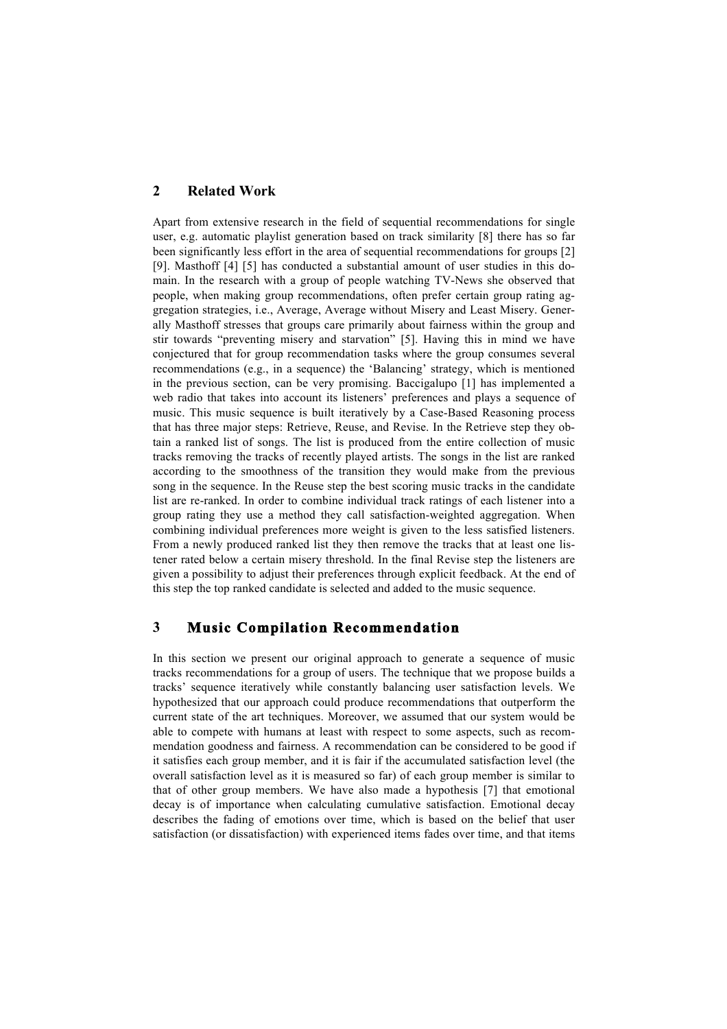## 2 Related Work

Apart from extensive research in the field of sequential recommendations for single user, e.g. automatic playlist generation based on track similarity [8] there has so far been significantly less effort in the area of sequential recommendations for groups [2] [9]. Masthoff [4] [5] has conducted a substantial amount of user studies in this domain. In the research with a group of people watching TV-News she observed that people, when making group recommendations, often prefer certain group rating aggregation strategies, i.e., Average, Average without Misery and Least Misery. Generally Masthoff stresses that groups care primarily about fairness within the group and stir towards "preventing misery and starvation" [5]. Having this in mind we have conjectured that for group recommendation tasks where the group consumes several recommendations (e.g., in a sequence) the 'Balancing' strategy, which is mentioned in the previous section, can be very promising. Baccigalupo [1] has implemented a web radio that takes into account its listeners' preferences and plays a sequence of music. This music sequence is built iteratively by a Case-Based Reasoning process that has three major steps: Retrieve, Reuse, and Revise. In the Retrieve step they obtain a ranked list of songs. The list is produced from the entire collection of music tracks removing the tracks of recently played artists. The songs in the list are ranked according to the smoothness of the transition they would make from the previous song in the sequence. In the Reuse step the best scoring music tracks in the candidate list are re-ranked. In order to combine individual track ratings of each listener into a group rating they use a method they call satisfaction-weighted aggregation. When combining individual preferences more weight is given to the less satisfied listeners. From a newly produced ranked list they then remove the tracks that at least one listener rated below a certain misery threshold. In the final Revise step the listeners are given a possibility to adjust their preferences through explicit feedback. At the end of this step the top ranked candidate is selected and added to the music sequence.

## 3 Music Compilation Recommendation

In this section we present our original approach to generate a sequence of music tracks recommendations for a group of users. The technique that we propose builds a tracks' sequence iteratively while constantly balancing user satisfaction levels. We hypothesized that our approach could produce recommendations that outperform the current state of the art techniques. Moreover, we assumed that our system would be able to compete with humans at least with respect to some aspects, such as recommendation goodness and fairness. A recommendation can be considered to be good if it satisfies each group member, and it is fair if the accumulated satisfaction level (the overall satisfaction level as it is measured so far) of each group member is similar to that of other group members. We have also made a hypothesis [7] that emotional decay is of importance when calculating cumulative satisfaction. Emotional decay describes the fading of emotions over time, which is based on the belief that user satisfaction (or dissatisfaction) with experienced items fades over time, and that items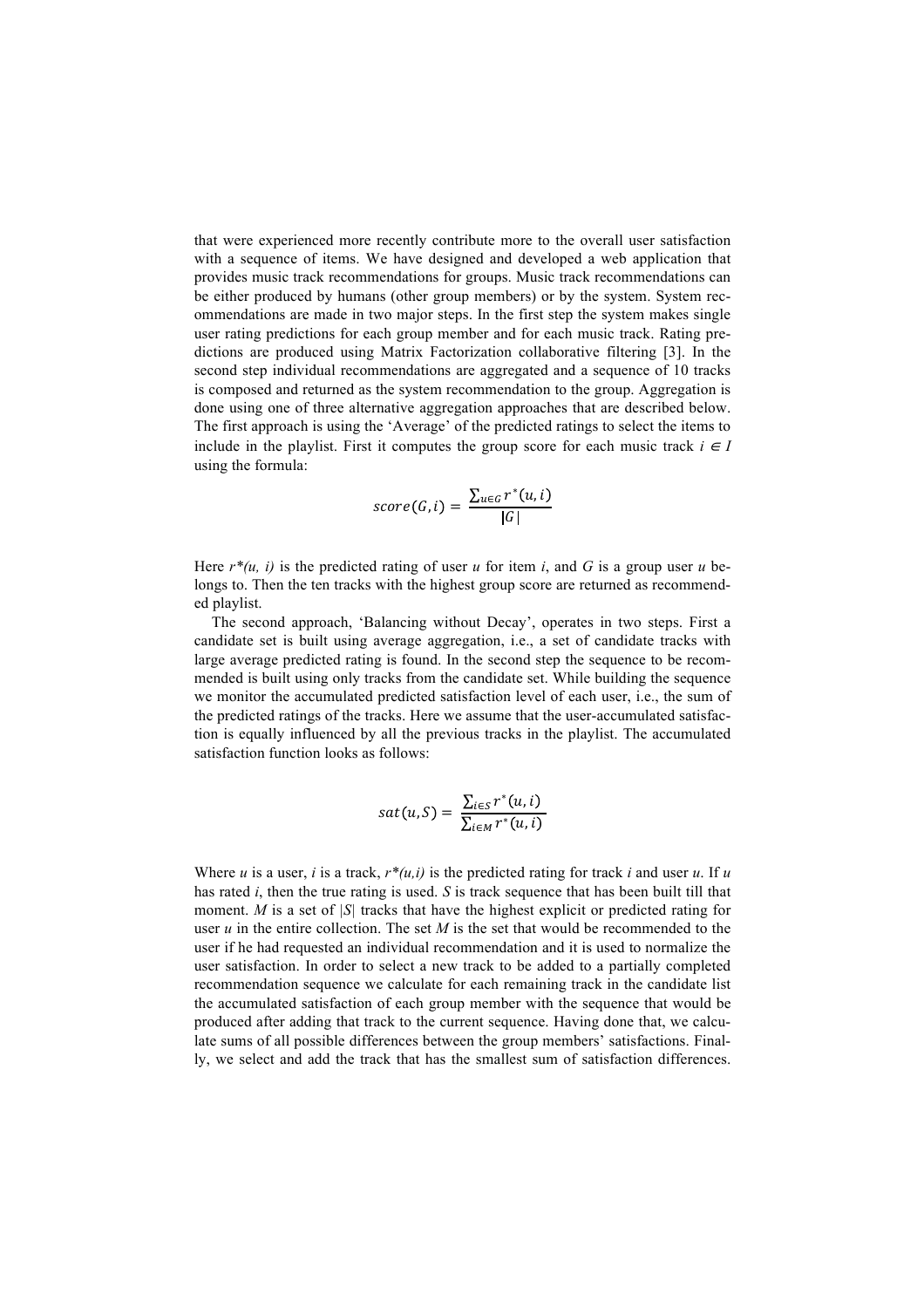that were experienced more recently contribute more to the overall user satisfaction with a sequence of items. We have designed and developed a web application that provides music track recommendations for groups. Music track recommendations can be either produced by humans (other group members) or by the system. System recommendations are made in two major steps. In the first step the system makes single user rating predictions for each group member and for each music track. Rating predictions are produced using Matrix Factorization collaborative filtering [3]. In the second step individual recommendations are aggregated and a sequence of 10 tracks is composed and returned as the system recommendation to the group. Aggregation is done using one of three alternative aggregation approaches that are described below. The first approach is using the 'Average' of the predicted ratings to select the items to include in the playlist. First it computes the group score for each music track $i \in I$ using the formula:

$$score(G,i) = \frac{\sum_{u \in G} r^*(u,i)}{|G|}$$

Here $r^*(u, i)$ is the predicted rating of user $u$ for item $i$, and $G$ is a group user $u$ belongs to. Then the ten tracks with the highest group score are returned as recommended playlist.

The second approach, 'Balancing without Decay', operates in two steps. First a candidate set is built using average aggregation, i.e., a set of candidate tracks with large average predicted rating is found. In the second step the sequence to be recommended is built using only tracks from the candidate set. While building the sequence we monitor the accumulated predicted satisfaction level of each user, i.e., the sum of the predicted ratings of the tracks. Here we assume that the user-accumulated satisfaction is equally influenced by all the previous tracks in the playlist. The accumulated satisfaction function looks as follows:

$$sat(u,S) = \frac{\sum_{i \in S} r^*(u,i)}{\sum_{i \in M} r^*(u,i)}$$

Where $u$ is a user, $i$ is a track, $r^*(u,i)$ is the predicted rating for track $i$ and user $u$. If $u$ has rated $i$, then the true rating is used. $S$ is track sequence that has been built till that moment. $M$ is a set of $|S|$ tracks that have the highest explicit or predicted rating for user $u$ in the entire collection. The set $M$ is the set that would be recommended to the user if he had requested an individual recommendation and it is used to normalize the user satisfaction. In order to select a new track to be added to a partially completed recommendation sequence we calculate for each remaining track in the candidate list the accumulated satisfaction of each group member with the sequence that would be produced after adding that track to the current sequence. Having done that, we calculate sums of all possible differences between the group members' satisfactions. Finally, we select and add the track that has the smallest sum of satisfaction differences.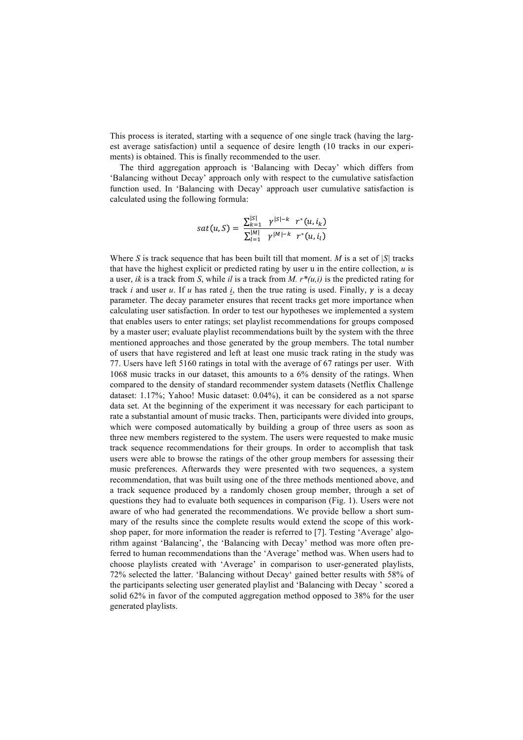This process is iterated, starting with a sequence of one single track (having the largest average satisfaction) until a sequence of desire length (10 tracks in our experiments) is obtained. This is finally recommended to the user.

The third aggregation approach is 'Balancing with Decay' which differs from 'Balancing without Decay' approach only with respect to the cumulative satisfaction function used. In 'Balancing with Decay' approach user cumulative satisfaction is calculated using the following formula:

$$sat(u, S) = \frac{\sum_{k=1}^{|S|} \gamma^{|S|-k} \; r^{*}(u, i_k)}{\sum_{l=1}^{|M|} \gamma^{|M|-k} \; r^{*}(u, i_l)}$$

Where *S* is track sequence that has been built till that moment. *M* is a set of $|S|$ tracks that have the highest explicit or predicted rating by user u in the entire collection, *u* is a user, *ik* is a track from *S*, while *il* is a track from *M*. $r^*(u,i)$ is the predicted rating for track *i* and user *u*. If *u* has rated *i*, then the true rating is used. Finally, $\gamma$ is a decay parameter. The decay parameter ensures that recent tracks get more importance when calculating user satisfaction. In order to test our hypotheses we implemented a system that enables users to enter ratings; set playlist recommendations for groups composed by a master user; evaluate playlist recommendations built by the system with the three mentioned approaches and those generated by the group members. The total number of users that have registered and left at least one music track rating in the study was 77. Users have left 5160 ratings in total with the average of 67 ratings per user. With 1068 music tracks in our dataset, this amounts to a 6% density of the ratings. When compared to the density of standard recommender system datasets (Netflix Challenge dataset: 1.17%; Yahoo! Music dataset: 0.04%), it can be considered as a not sparse data set. At the beginning of the experiment it was necessary for each participant to rate a substantial amount of music tracks. Then, participants were divided into groups, which were composed automatically by building a group of three users as soon as three new members registered to the system. The users were requested to make music track sequence recommendations for their groups. In order to accomplish that task users were able to browse the ratings of the other group members for assessing their music preferences. Afterwards they were presented with two sequences, a system recommendation, that was built using one of the three methods mentioned above, and a track sequence produced by a randomly chosen group member, through a set of questions they had to evaluate both sequences in comparison (Fig. 1). Users were not aware of who had generated the recommendations. We provide bellow a short summary of the results since the complete results would extend the scope of this workshop paper, for more information the reader is referred to [7]. Testing 'Average' algorithm against 'Balancing', the 'Balancing with Decay' method was more often preferred to human recommendations than the 'Average' method was. When users had to choose playlists created with 'Average' in comparison to user-generated playlists, 72% selected the latter. 'Balancing without Decay' gained better results with 58% of the participants selecting user generated playlist and 'Balancing with Decay ' scored a solid 62% in favor of the computed aggregation method opposed to 38% for the user generated playlists.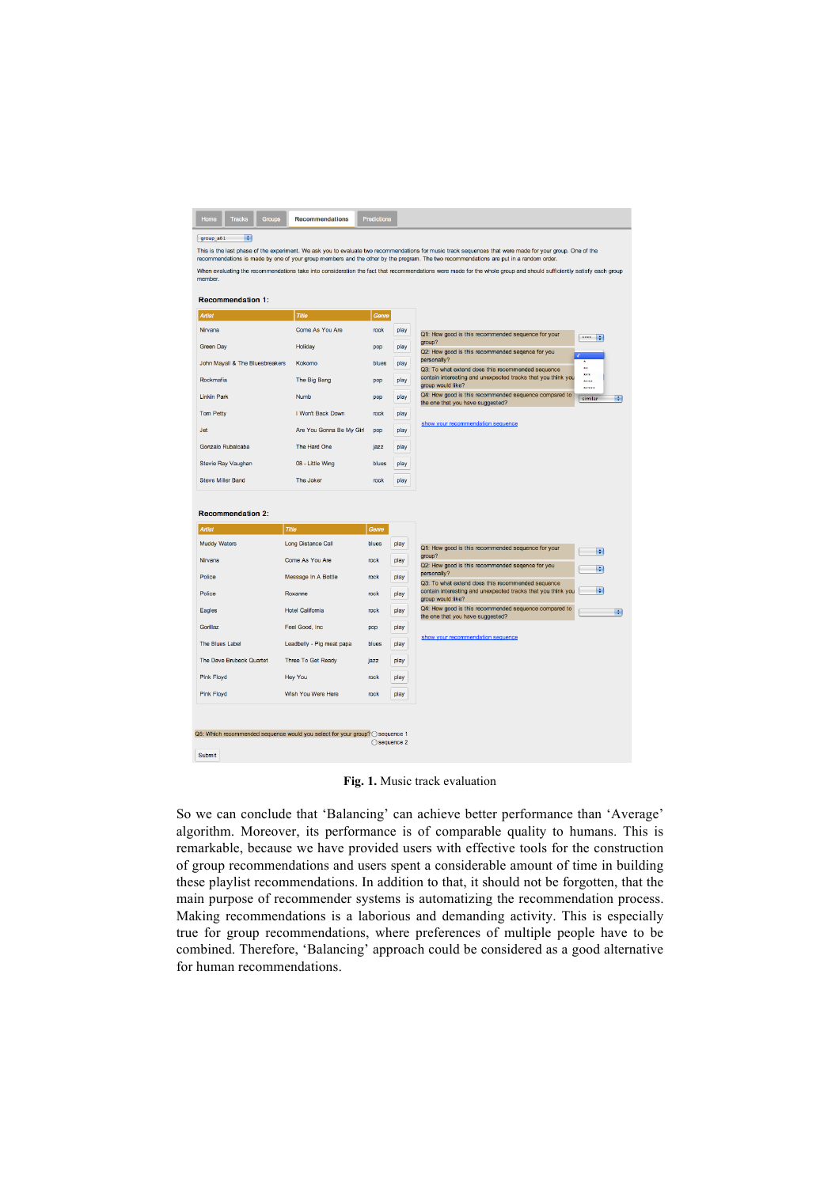Fig. 1. Music track evaluation

So we can conclude that 'Balancing' can achieve better performance than 'Average' algorithm. Moreover, its performance is of comparable quality to humans. This is remarkable, because we have provided users with effective tools for the construction of group recommendations and users spent a considerable amount of time in building these playlist recommendations. In addition to that, it should not be forgotten, that the main purpose of recommender systems is automatizing the recommendation process. Making recommendations is a laborious and demanding activity. This is especially true for group recommendations, where preferences of multiple people have to be combined. Therefore, 'Balancing' approach could be considered as a good alternative for human recommendations.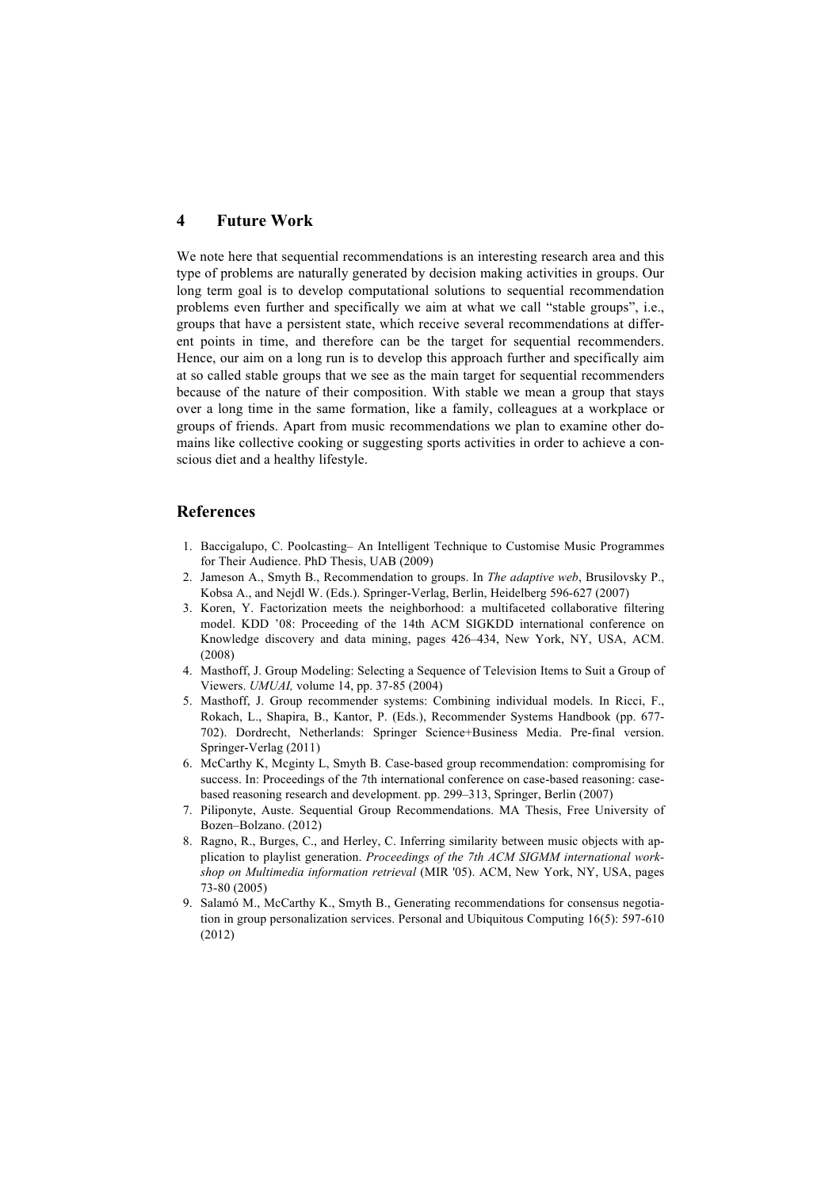## 4 Future Work

We note here that sequential recommendations is an interesting research area and this type of problems are naturally generated by decision making activities in groups. Our long term goal is to develop computational solutions to sequential recommendation problems even further and specifically we aim at what we call "stable groups", i.e., groups that have a persistent state, which receive several recommendations at different points in time, and therefore can be the target for sequential recommenders. Hence, our aim on a long run is to develop this approach further and specifically aim at so called stable groups that we see as the main target for sequential recommenders because of the nature of their composition. With stable we mean a group that stays over a long time in the same formation, like a family, colleagues at a workplace or groups of friends. Apart from music recommendations we plan to examine other domains like collective cooking or suggesting sports activities in order to achieve a conscious diet and a healthy lifestyle.

## References

1. Baccigalupo, C. Poolcasting– An Intelligent Technique to Customise Music Programmes for Their Audience. PhD Thesis, UAB (2009)
2. Jameson A., Smyth B., Recommendation to groups. In *The adaptive web*, Brusilovsky P., Kobsa A., and Nejdl W. (Eds.). Springer-Verlag, Berlin, Heidelberg 596-627 (2007)
3. Koren, Y. Factorization meets the neighborhood: a multifaceted collaborative filtering model. KDD '08: Proceeding of the 14th ACM SIGKDD international conference on Knowledge discovery and data mining, pages 426–434, New York, NY, USA, ACM. (2008)
4. Masthoff, J. Group Modeling: Selecting a Sequence of Television Items to Suit a Group of Viewers. *UMUAI,* volume 14, pp. 37-85 (2004)
5. Masthoff, J. Group recommender systems: Combining individual models. In Ricci, F., Rokach, L., Shapira, B., Kantor, P. (Eds.), Recommender Systems Handbook (pp. 677-702). Dordrecht, Netherlands: Springer Science+Business Media. Pre-final version. Springer-Verlag (2011)
6. McCarthy K, Mcginty L, Smyth B. Case-based group recommendation: compromising for success. In: Proceedings of the 7th international conference on case-based reasoning: case-based reasoning research and development. pp. 299–313, Springer, Berlin (2007)
7. Piliponyte, Auste. Sequential Group Recommendations. MA Thesis, Free University of Bozen–Bolzano. (2012)
8. Ragno, R., Burges, C., and Herley, C. Inferring similarity between music objects with application to playlist generation. *Proceedings of the 7th ACM SIGMM international workshop on Multimedia information retrieval* (MIR '05). ACM, New York, NY, USA, pages 73-80 (2005)
9. Salamó M., McCarthy K., Smyth B., Generating recommendations for consensus negotiation in group personalization services. Personal and Ubiquitous Computing 16(5): 597-610 (2012)